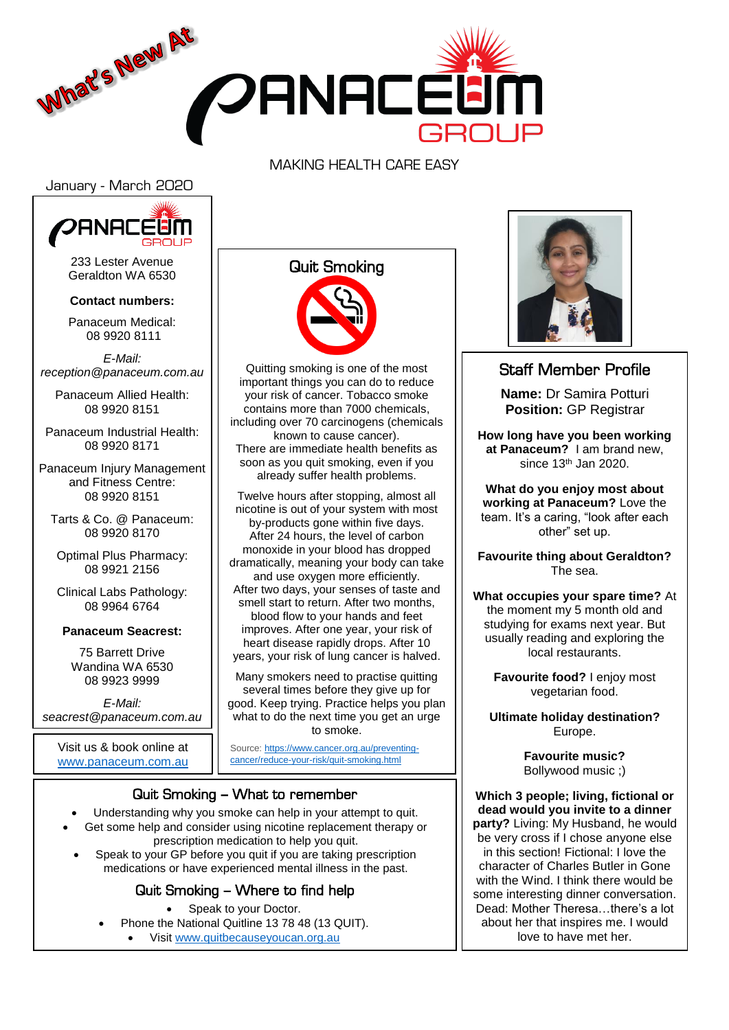What's New At

# PANACEUM GROUP

MAKING HEALTH CARE EASY

January - March 2020

PANACEUM GROUP

233 Lester Avenue
Geraldton WA 6530

**Contact numbers:**

Panaceum Medical:
08 9920 8111

*E-Mail:*
*reception@panaceum.com.au*

Panaceum Allied Health:
08 9920 8151

Panaceum Industrial Health:
08 9920 8171

Panaceum Injury Management and Fitness Centre:
08 9920 8151

Tarts & Co. @ Panaceum:
08 9920 8170

Optimal Plus Pharmacy:
08 9921 2156

Clinical Labs Pathology:
08 9964 6764

**Panaceum Seacrest:**

75 Barrett Drive
Wandina WA 6530
08 9923 9999

*E-Mail:*
*seacrest@panaceum.com.au*

Visit us & book online at
www.panaceum.com.au

## Quit Smoking

Quitting smoking is one of the most important things you can do to reduce your risk of cancer. Tobacco smoke contains more than 7000 chemicals, including over 70 carcinogens (chemicals known to cause cancer).
There are immediate health benefits as soon as you quit smoking, even if you already suffer health problems.

Twelve hours after stopping, almost all nicotine is out of your system with most by-products gone within five days. After 24 hours, the level of carbon monoxide in your blood has dropped dramatically, meaning your body can take and use oxygen more efficiently. After two days, your senses of taste and smell start to return. After two months, blood flow to your hands and feet improves. After one year, your risk of heart disease rapidly drops. After 10 years, your risk of lung cancer is halved.

Many smokers need to practise quitting several times before they give up for good. Keep trying. Practice helps you plan what to do the next time you get an urge to smoke.

Source: https://www.cancer.org.au/preventing-cancer/reduce-your-risk/quit-smoking.html

## Quit Smoking – What to remember

- Understanding why you smoke can help in your attempt to quit.
- Get some help and consider using nicotine replacement therapy or prescription medication to help you quit.
- Speak to your GP before you quit if you are taking prescription medications or have experienced mental illness in the past.

## Quit Smoking – Where to find help

- Speak to your Doctor.
- Phone the National Quitline 13 78 48 (13 QUIT).
- Visit www.quitbecauseyoucan.org.au

## Staff Member Profile

**Name:** Dr Samira Potturi
**Position:** GP Registrar

**How long have you been working at Panaceum?** I am brand new, since 13th Jan 2020.

**What do you enjoy most about working at Panaceum?** Love the team. It's a caring, "look after each other" set up.

**Favourite thing about Geraldton?** The sea.

**What occupies your spare time?** At the moment my 5 month old and studying for exams next year. But usually reading and exploring the local restaurants.

**Favourite food?** I enjoy most vegetarian food.

**Ultimate holiday destination?** Europe.

**Favourite music?** Bollywood music ;)

**Which 3 people; living, fictional or dead would you invite to a dinner party?** Living: My Husband, he would be very cross if I chose anyone else in this section! Fictional: I love the character of Charles Butler in Gone with the Wind. I think there would be some interesting dinner conversation. Dead: Mother Theresa…there's a lot about her that inspires me. I would love to have met her.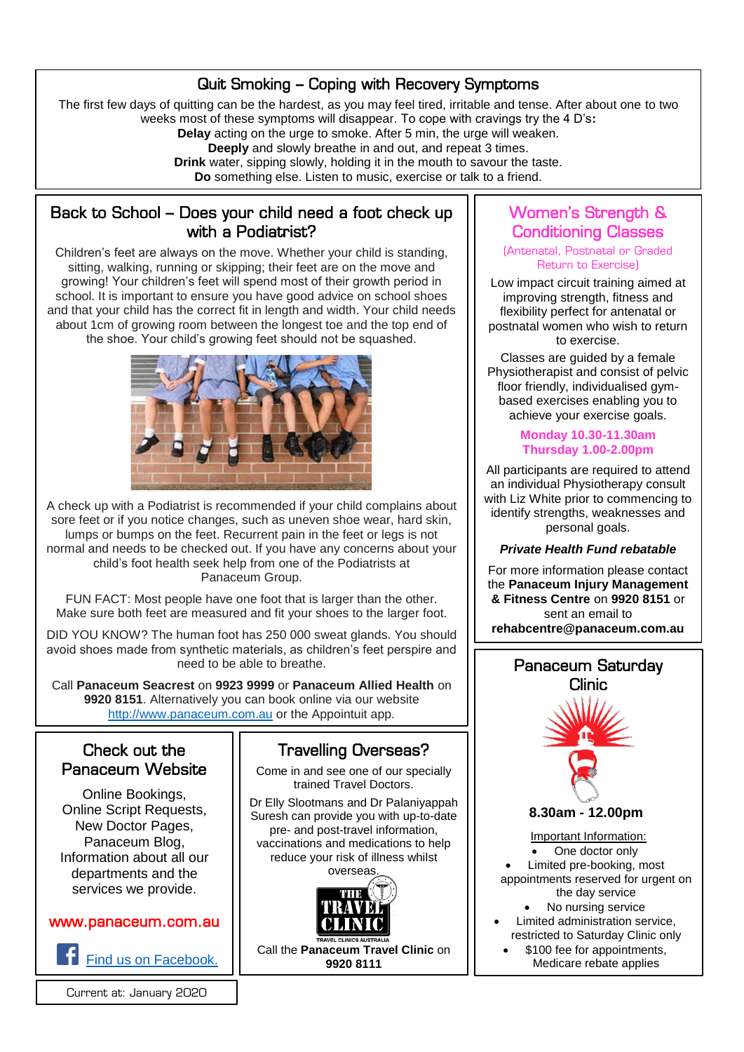## Quit Smoking – Coping with Recovery Symptoms

The first few days of quitting can be the hardest, as you may feel tired, irritable and tense. After about one to two weeks most of these symptoms will disappear. To cope with cravings try the 4 D's**:**

**Delay** acting on the urge to smoke. After 5 min, the urge will weaken.
**Deeply** and slowly breathe in and out, and repeat 3 times.
**Drink** water, sipping slowly, holding it in the mouth to savour the taste.
**Do** something else. Listen to music, exercise or talk to a friend.

## Back to School – Does your child need a foot check up with a Podiatrist?

Children's feet are always on the move. Whether your child is standing, sitting, walking, running or skipping; their feet are on the move and growing! Your children's feet will spend most of their growth period in school. It is important to ensure you have good advice on school shoes and that your child has the correct fit in length and width. Your child needs about 1cm of growing room between the longest toe and the top end of the shoe. Your child's growing feet should not be squashed.

A check up with a Podiatrist is recommended if your child complains about sore feet or if you notice changes, such as uneven shoe wear, hard skin, lumps or bumps on the feet. Recurrent pain in the feet or legs is not normal and needs to be checked out. If you have any concerns about your child's foot health seek help from one of the Podiatrists at Panaceum Group.

FUN FACT: Most people have one foot that is larger than the other. Make sure both feet are measured and fit your shoes to the larger foot.

DID YOU KNOW? The human foot has 250 000 sweat glands. You should avoid shoes made from synthetic materials, as children's feet perspire and need to be able to breathe.

Call **Panaceum Seacrest** on **9923 9999** or **Panaceum Allied Health** on **9920 8151**. Alternatively you can book online via our website http://www.panaceum.com.au or the Appointuit app.

## Women's Strength & Conditioning Classes

(Antenatal, Postnatal or Graded Return to Exercise)

Low impact circuit training aimed at improving strength, fitness and flexibility perfect for antenatal or postnatal women who wish to return to exercise.

Classes are guided by a female Physiotherapist and consist of pelvic floor friendly, individualised gym-based exercises enabling you to achieve your exercise goals.

**Monday 10.30-11.30am**
**Thursday 1.00-2.00pm**

All participants are required to attend an individual Physiotherapy consult with Liz White prior to commencing to identify strengths, weaknesses and personal goals.

***Private Health Fund rebatable***

For more information please contact the **Panaceum Injury Management & Fitness Centre** on **9920 8151** or sent an email to **rehabcentre@panaceum.com.au**

## Check out the Panaceum Website

Online Bookings,
Online Script Requests,
New Doctor Pages,
Panaceum Blog,
Information about all our departments and the services we provide.

**www.panaceum.com.au**

Find us on Facebook.

## Travelling Overseas?

Come in and see one of our specially trained Travel Doctors.

Dr Elly Slootmans and Dr Palaniyappah Suresh can provide you with up-to-date pre- and post-travel information, vaccinations and medications to help reduce your risk of illness whilst overseas.

Call the **Panaceum Travel Clinic** on **9920 8111**

## Panaceum Saturday Clinic

**8.30am - 12.00pm**

Important Information:

- One doctor only
- Limited pre-booking, most appointments reserved for urgent on the day service
- No nursing service
- Limited administration service, restricted to Saturday Clinic only
- $100 fee for appointments, Medicare rebate applies

Current at: January 2020